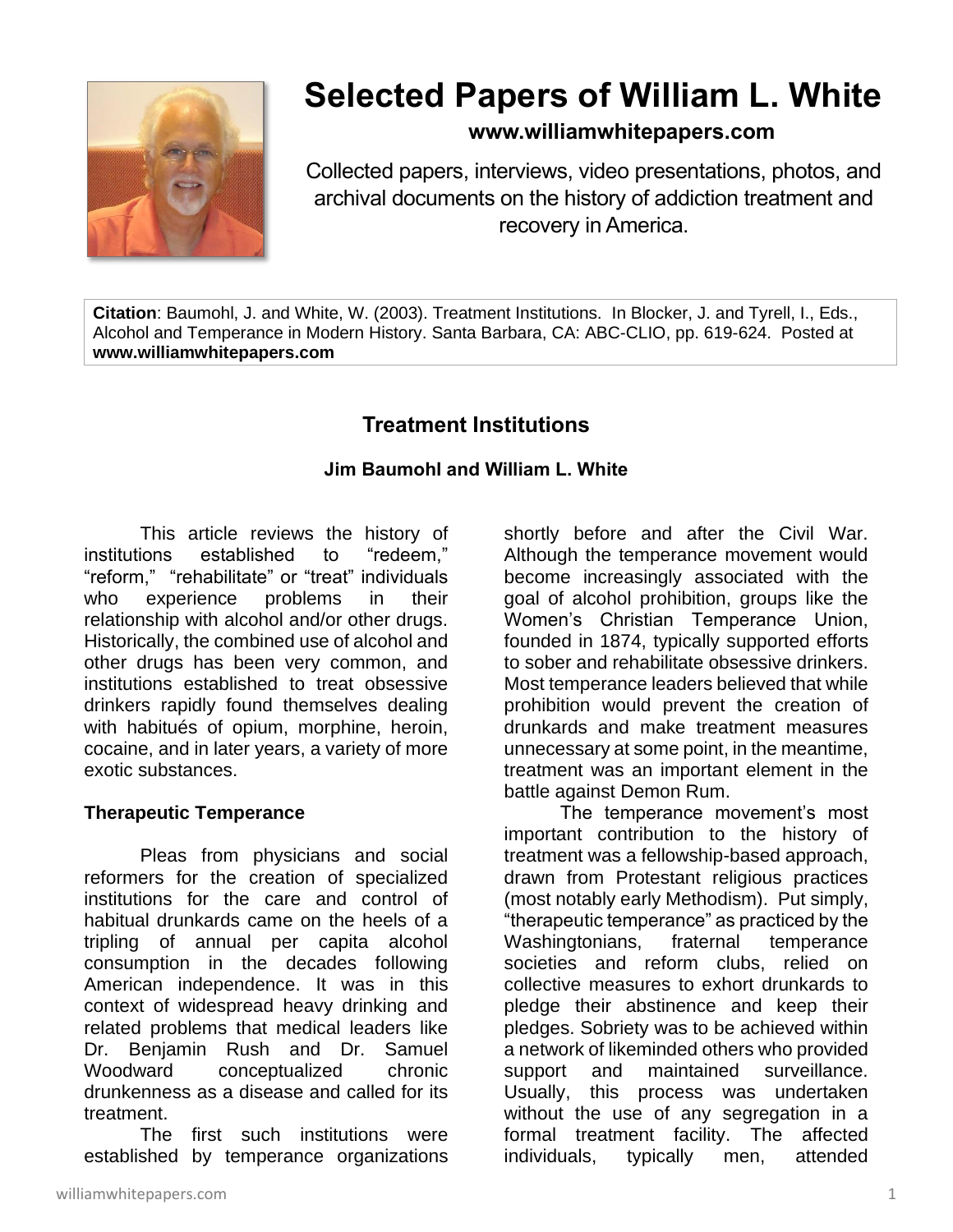# Selected Papers of William L. White

**www.williamwhitepapers.com**

Collected papers, interviews, video presentations, photos, and archival documents on the history of addiction treatment and recovery in America.

**Citation**: Baumohl, J. and White, W. (2003). Treatment Institutions. In Blocker, J. and Tyrell, I., Eds., Alcohol and Temperance in Modern History. Santa Barbara, CA: ABC-CLIO, pp. 619-624. Posted at **www.williamwhitepapers.com**

## Treatment Institutions

**Jim Baumohl and William L. White**

This article reviews the history of institutions established to "redeem," "reform," "rehabilitate" or "treat" individuals who experience problems in their relationship with alcohol and/or other drugs. Historically, the combined use of alcohol and other drugs has been very common, and institutions established to treat obsessive drinkers rapidly found themselves dealing with habitués of opium, morphine, heroin, cocaine, and in later years, a variety of more exotic substances.

### Therapeutic Temperance

Pleas from physicians and social reformers for the creation of specialized institutions for the care and control of habitual drunkards came on the heels of a tripling of annual per capita alcohol consumption in the decades following American independence. It was in this context of widespread heavy drinking and related problems that medical leaders like Dr. Benjamin Rush and Dr. Samuel Woodward conceptualized chronic drunkenness as a disease and called for its treatment.

The first such institutions were established by temperance organizations shortly before and after the Civil War. Although the temperance movement would become increasingly associated with the goal of alcohol prohibition, groups like the Women's Christian Temperance Union, founded in 1874, typically supported efforts to sober and rehabilitate obsessive drinkers. Most temperance leaders believed that while prohibition would prevent the creation of drunkards and make treatment measures unnecessary at some point, in the meantime, treatment was an important element in the battle against Demon Rum.

The temperance movement's most important contribution to the history of treatment was a fellowship-based approach, drawn from Protestant religious practices (most notably early Methodism). Put simply, "therapeutic temperance" as practiced by the Washingtonians, fraternal temperance societies and reform clubs, relied on collective measures to exhort drunkards to pledge their abstinence and keep their pledges. Sobriety was to be achieved within a network of likeminded others who provided support and maintained surveillance. Usually, this process was undertaken without the use of any segregation in a formal treatment facility. The affected individuals, typically men, attended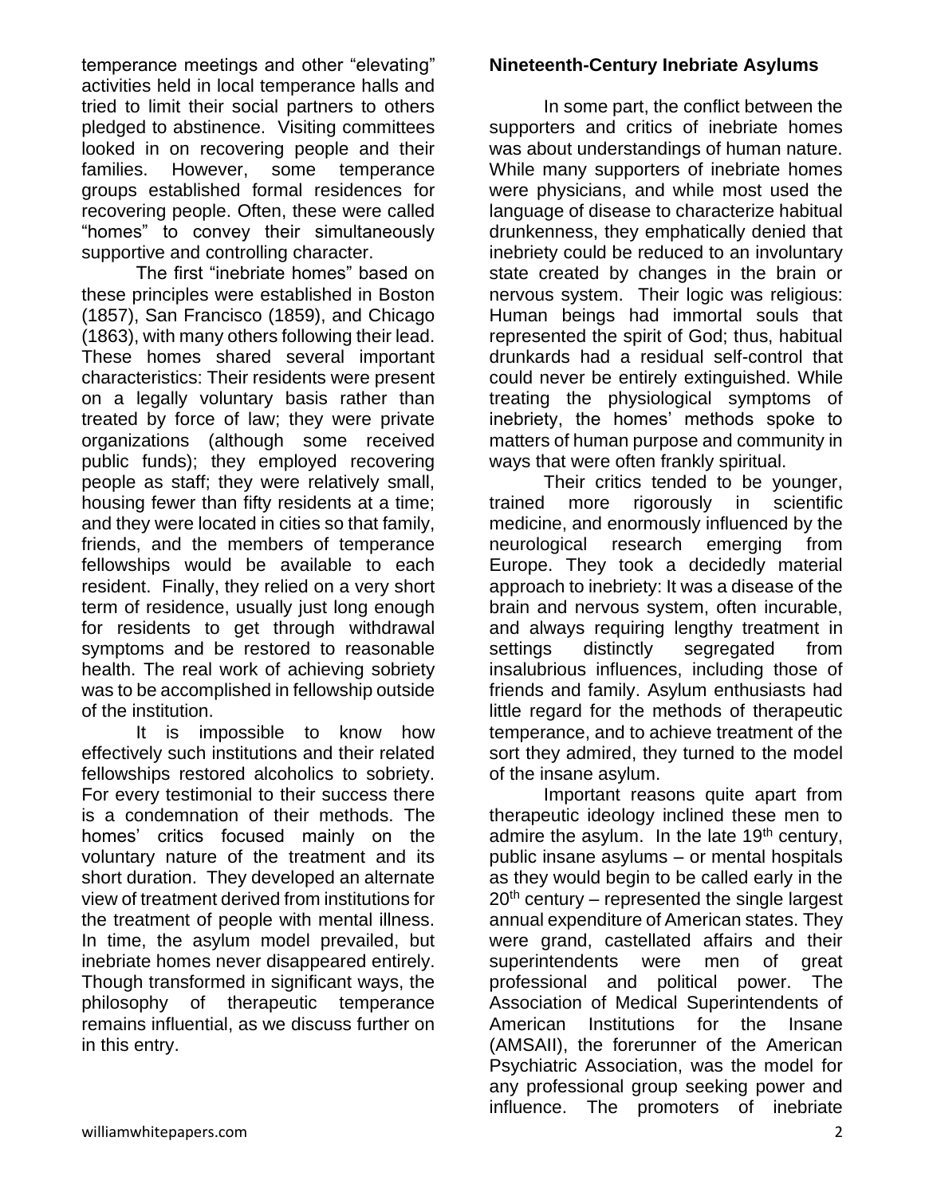temperance meetings and other "elevating" activities held in local temperance halls and tried to limit their social partners to others pledged to abstinence. Visiting committees looked in on recovering people and their families. However, some temperance groups established formal residences for recovering people. Often, these were called "homes" to convey their simultaneously supportive and controlling character.

The first "inebriate homes" based on these principles were established in Boston (1857), San Francisco (1859), and Chicago (1863), with many others following their lead. These homes shared several important characteristics: Their residents were present on a legally voluntary basis rather than treated by force of law; they were private organizations (although some received public funds); they employed recovering people as staff; they were relatively small, housing fewer than fifty residents at a time; and they were located in cities so that family, friends, and the members of temperance fellowships would be available to each resident. Finally, they relied on a very short term of residence, usually just long enough for residents to get through withdrawal symptoms and be restored to reasonable health. The real work of achieving sobriety was to be accomplished in fellowship outside of the institution.

It is impossible to know how effectively such institutions and their related fellowships restored alcoholics to sobriety. For every testimonial to their success there is a condemnation of their methods. The homes' critics focused mainly on the voluntary nature of the treatment and its short duration. They developed an alternate view of treatment derived from institutions for the treatment of people with mental illness. In time, the asylum model prevailed, but inebriate homes never disappeared entirely. Though transformed in significant ways, the philosophy of therapeutic temperance remains influential, as we discuss further on in this entry.

**Nineteenth-Century Inebriate Asylums**

In some part, the conflict between the supporters and critics of inebriate homes was about understandings of human nature. While many supporters of inebriate homes were physicians, and while most used the language of disease to characterize habitual drunkenness, they emphatically denied that inebriety could be reduced to an involuntary state created by changes in the brain or nervous system. Their logic was religious: Human beings had immortal souls that represented the spirit of God; thus, habitual drunkards had a residual self-control that could never be entirely extinguished. While treating the physiological symptoms of inebriety, the homes' methods spoke to matters of human purpose and community in ways that were often frankly spiritual.

Their critics tended to be younger, trained more rigorously in scientific medicine, and enormously influenced by the neurological research emerging from Europe. They took a decidedly material approach to inebriety: It was a disease of the brain and nervous system, often incurable, and always requiring lengthy treatment in settings distinctly segregated from insalubrious influences, including those of friends and family. Asylum enthusiasts had little regard for the methods of therapeutic temperance, and to achieve treatment of the sort they admired, they turned to the model of the insane asylum.

Important reasons quite apart from therapeutic ideology inclined these men to admire the asylum. In the late 19th century, public insane asylums – or mental hospitals as they would begin to be called early in the 20th century – represented the single largest annual expenditure of American states. They were grand, castellated affairs and their superintendents were men of great professional and political power. The Association of Medical Superintendents of American Institutions for the Insane (AMSAII), the forerunner of the American Psychiatric Association, was the model for any professional group seeking power and influence. The promoters of inebriate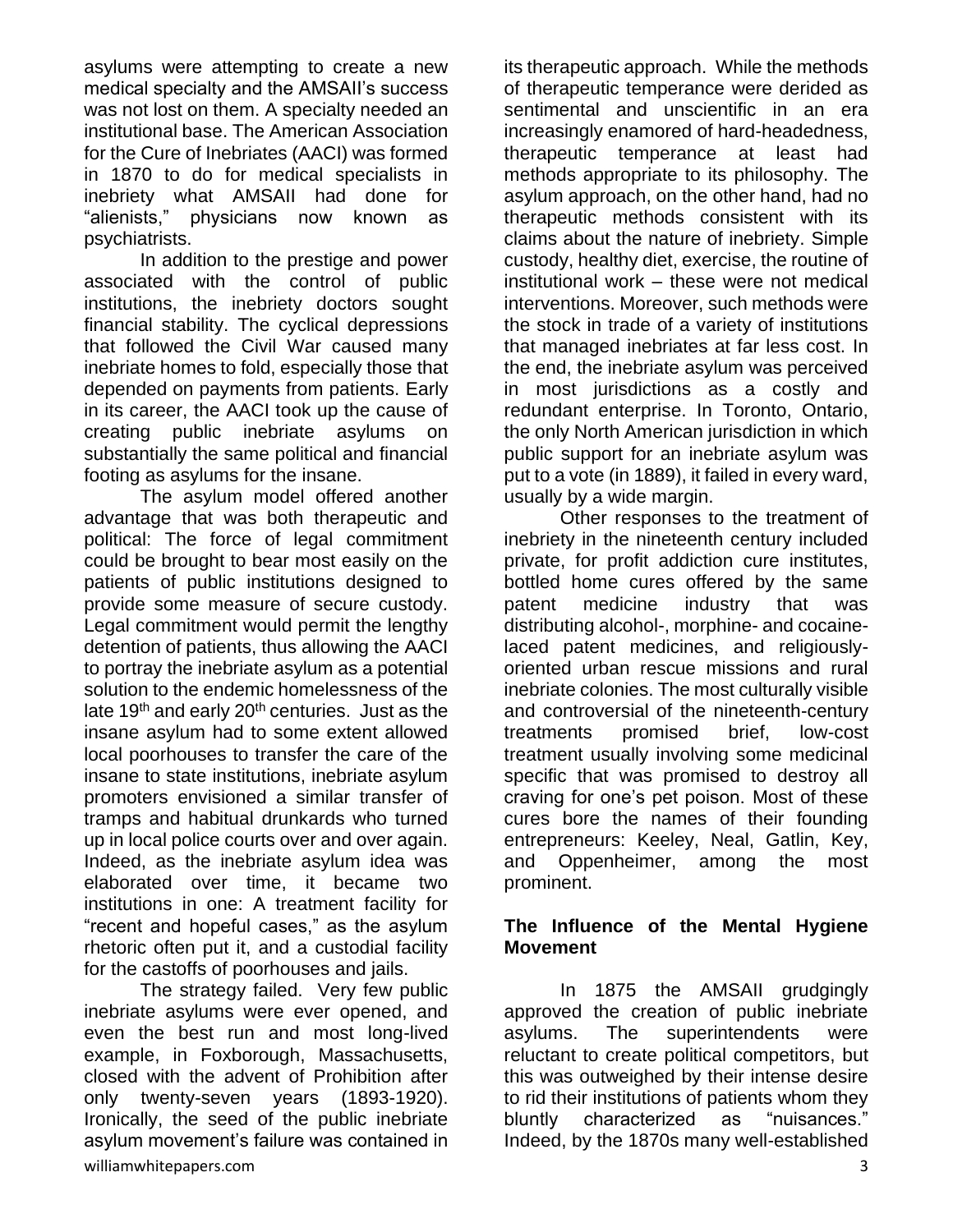asylums were attempting to create a new medical specialty and the AMSAII's success was not lost on them. A specialty needed an institutional base. The American Association for the Cure of Inebriates (AACI) was formed in 1870 to do for medical specialists in inebriety what AMSAII had done for "alienists," physicians now known as psychiatrists.

In addition to the prestige and power associated with the control of public institutions, the inebriety doctors sought financial stability. The cyclical depressions that followed the Civil War caused many inebriate homes to fold, especially those that depended on payments from patients. Early in its career, the AACI took up the cause of creating public inebriate asylums on substantially the same political and financial footing as asylums for the insane.

The asylum model offered another advantage that was both therapeutic and political: The force of legal commitment could be brought to bear most easily on the patients of public institutions designed to provide some measure of secure custody. Legal commitment would permit the lengthy detention of patients, thus allowing the AACI to portray the inebriate asylum as a potential solution to the endemic homelessness of the late 19th and early 20th centuries. Just as the insane asylum had to some extent allowed local poorhouses to transfer the care of the insane to state institutions, inebriate asylum promoters envisioned a similar transfer of tramps and habitual drunkards who turned up in local police courts over and over again. Indeed, as the inebriate asylum idea was elaborated over time, it became two institutions in one: A treatment facility for "recent and hopeful cases," as the asylum rhetoric often put it, and a custodial facility for the castoffs of poorhouses and jails.

The strategy failed. Very few public inebriate asylums were ever opened, and even the best run and most long-lived example, in Foxborough, Massachusetts, closed with the advent of Prohibition after only twenty-seven years (1893-1920). Ironically, the seed of the public inebriate asylum movement's failure was contained in its therapeutic approach. While the methods of therapeutic temperance were derided as sentimental and unscientific in an era increasingly enamored of hard-headedness, therapeutic temperance at least had methods appropriate to its philosophy. The asylum approach, on the other hand, had no therapeutic methods consistent with its claims about the nature of inebriety. Simple custody, healthy diet, exercise, the routine of institutional work – these were not medical interventions. Moreover, such methods were the stock in trade of a variety of institutions that managed inebriates at far less cost. In the end, the inebriate asylum was perceived in most jurisdictions as a costly and redundant enterprise. In Toronto, Ontario, the only North American jurisdiction in which public support for an inebriate asylum was put to a vote (in 1889), it failed in every ward, usually by a wide margin.

Other responses to the treatment of inebriety in the nineteenth century included private, for profit addiction cure institutes, bottled home cures offered by the same patent medicine industry that was distributing alcohol-, morphine- and cocaine-laced patent medicines, and religiously-oriented urban rescue missions and rural inebriate colonies. The most culturally visible and controversial of the nineteenth-century treatments promised brief, low-cost treatment usually involving some medicinal specific that was promised to destroy all craving for one's pet poison. Most of these cures bore the names of their founding entrepreneurs: Keeley, Neal, Gatlin, Key, and Oppenheimer, among the most prominent.

## The Influence of the Mental Hygiene Movement

In 1875 the AMSAII grudgingly approved the creation of public inebriate asylums. The superintendents were reluctant to create political competitors, but this was outweighed by their intense desire to rid their institutions of patients whom they bluntly characterized as "nuisances." Indeed, by the 1870s many well-established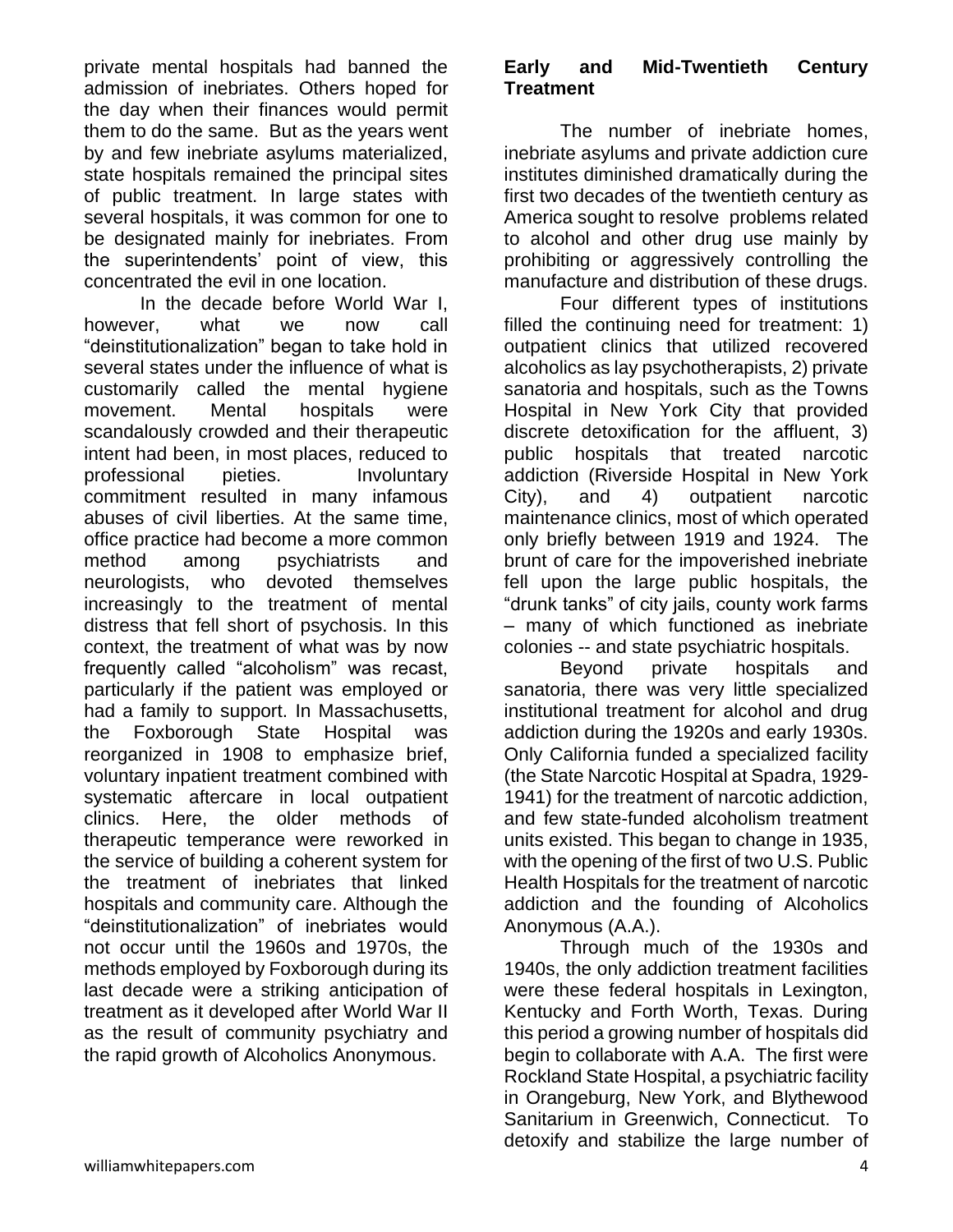private mental hospitals had banned the admission of inebriates. Others hoped for the day when their finances would permit them to do the same. But as the years went by and few inebriate asylums materialized, state hospitals remained the principal sites of public treatment. In large states with several hospitals, it was common for one to be designated mainly for inebriates. From the superintendents' point of view, this concentrated the evil in one location.

In the decade before World War I, however, what we now call "deinstitutionalization" began to take hold in several states under the influence of what is customarily called the mental hygiene movement. Mental hospitals were scandalously crowded and their therapeutic intent had been, in most places, reduced to professional pieties. Involuntary commitment resulted in many infamous abuses of civil liberties. At the same time, office practice had become a more common method among psychiatrists and neurologists, who devoted themselves increasingly to the treatment of mental distress that fell short of psychosis. In this context, the treatment of what was by now frequently called "alcoholism" was recast, particularly if the patient was employed or had a family to support. In Massachusetts, the Foxborough State Hospital was reorganized in 1908 to emphasize brief, voluntary inpatient treatment combined with systematic aftercare in local outpatient clinics. Here, the older methods of therapeutic temperance were reworked in the service of building a coherent system for the treatment of inebriates that linked hospitals and community care. Although the "deinstitutionalization" of inebriates would not occur until the 1960s and 1970s, the methods employed by Foxborough during its last decade were a striking anticipation of treatment as it developed after World War II as the result of community psychiatry and the rapid growth of Alcoholics Anonymous.

## Early and Mid-Twentieth Century Treatment

The number of inebriate homes, inebriate asylums and private addiction cure institutes diminished dramatically during the first two decades of the twentieth century as America sought to resolve problems related to alcohol and other drug use mainly by prohibiting or aggressively controlling the manufacture and distribution of these drugs.

Four different types of institutions filled the continuing need for treatment: 1) outpatient clinics that utilized recovered alcoholics as lay psychotherapists, 2) private sanatoria and hospitals, such as the Towns Hospital in New York City that provided discrete detoxification for the affluent, 3) public hospitals that treated narcotic addiction (Riverside Hospital in New York City), and 4) outpatient narcotic maintenance clinics, most of which operated only briefly between 1919 and 1924. The brunt of care for the impoverished inebriate fell upon the large public hospitals, the "drunk tanks" of city jails, county work farms – many of which functioned as inebriate colonies -- and state psychiatric hospitals.

Beyond private hospitals and sanatoria, there was very little specialized institutional treatment for alcohol and drug addiction during the 1920s and early 1930s. Only California funded a specialized facility (the State Narcotic Hospital at Spadra, 1929-1941) for the treatment of narcotic addiction, and few state-funded alcoholism treatment units existed. This began to change in 1935, with the opening of the first of two U.S. Public Health Hospitals for the treatment of narcotic addiction and the founding of Alcoholics Anonymous (A.A.).

Through much of the 1930s and 1940s, the only addiction treatment facilities were these federal hospitals in Lexington, Kentucky and Forth Worth, Texas. During this period a growing number of hospitals did begin to collaborate with A.A. The first were Rockland State Hospital, a psychiatric facility in Orangeburg, New York, and Blythewood Sanitarium in Greenwich, Connecticut. To detoxify and stabilize the large number of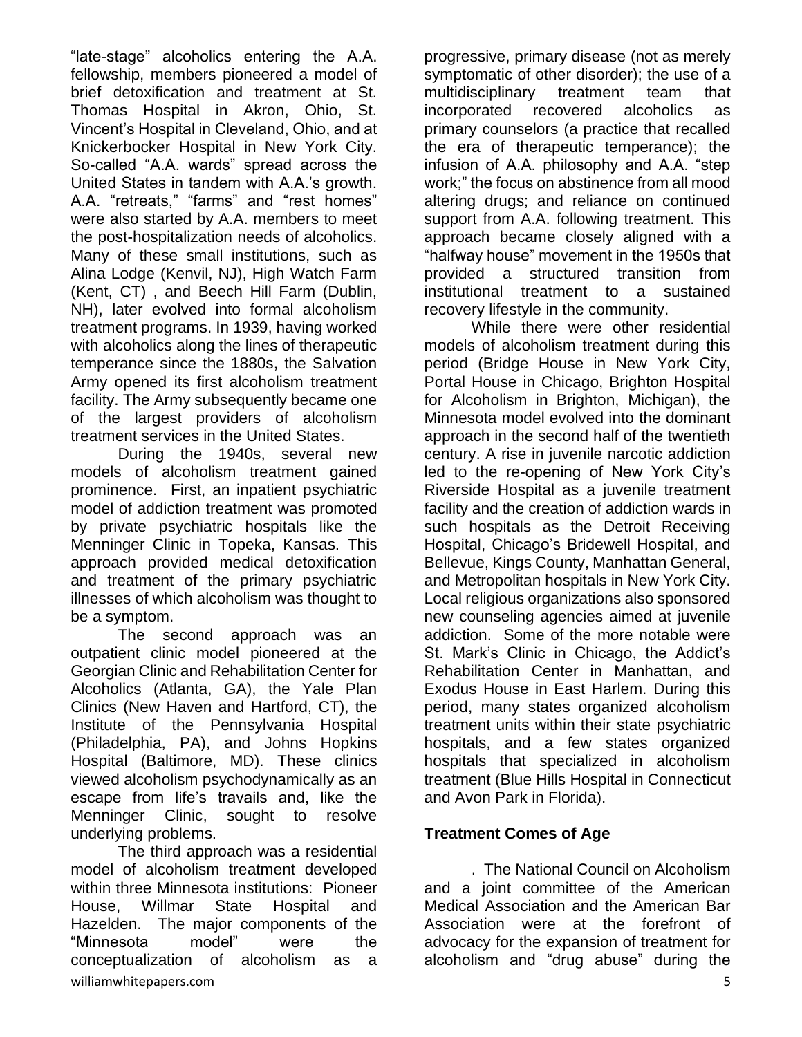"late-stage" alcoholics entering the A.A. fellowship, members pioneered a model of brief detoxification and treatment at St. Thomas Hospital in Akron, Ohio, St. Vincent's Hospital in Cleveland, Ohio, and at Knickerbocker Hospital in New York City. So-called "A.A. wards" spread across the United States in tandem with A.A.'s growth. A.A. "retreats," "farms" and "rest homes" were also started by A.A. members to meet the post-hospitalization needs of alcoholics. Many of these small institutions, such as Alina Lodge (Kenvil, NJ), High Watch Farm (Kent, CT) , and Beech Hill Farm (Dublin, NH), later evolved into formal alcoholism treatment programs. In 1939, having worked with alcoholics along the lines of therapeutic temperance since the 1880s, the Salvation Army opened its first alcoholism treatment facility. The Army subsequently became one of the largest providers of alcoholism treatment services in the United States.

During the 1940s, several new models of alcoholism treatment gained prominence. First, an inpatient psychiatric model of addiction treatment was promoted by private psychiatric hospitals like the Menninger Clinic in Topeka, Kansas. This approach provided medical detoxification and treatment of the primary psychiatric illnesses of which alcoholism was thought to be a symptom.

The second approach was an outpatient clinic model pioneered at the Georgian Clinic and Rehabilitation Center for Alcoholics (Atlanta, GA), the Yale Plan Clinics (New Haven and Hartford, CT), the Institute of the Pennsylvania Hospital (Philadelphia, PA), and Johns Hopkins Hospital (Baltimore, MD). These clinics viewed alcoholism psychodynamically as an escape from life's travails and, like the Menninger Clinic, sought to resolve underlying problems.

The third approach was a residential model of alcoholism treatment developed within three Minnesota institutions: Pioneer House, Willmar State Hospital and Hazelden. The major components of the "Minnesota model" were the conceptualization of alcoholism as a progressive, primary disease (not as merely symptomatic of other disorder); the use of a multidisciplinary treatment team that incorporated recovered alcoholics as primary counselors (a practice that recalled the era of therapeutic temperance); the infusion of A.A. philosophy and A.A. "step work;" the focus on abstinence from all mood altering drugs; and reliance on continued support from A.A. following treatment. This approach became closely aligned with a "halfway house" movement in the 1950s that provided a structured transition from institutional treatment to a sustained recovery lifestyle in the community.

While there were other residential models of alcoholism treatment during this period (Bridge House in New York City, Portal House in Chicago, Brighton Hospital for Alcoholism in Brighton, Michigan), the Minnesota model evolved into the dominant approach in the second half of the twentieth century. A rise in juvenile narcotic addiction led to the re-opening of New York City's Riverside Hospital as a juvenile treatment facility and the creation of addiction wards in such hospitals as the Detroit Receiving Hospital, Chicago's Bridewell Hospital, and Bellevue, Kings County, Manhattan General, and Metropolitan hospitals in New York City. Local religious organizations also sponsored new counseling agencies aimed at juvenile addiction. Some of the more notable were St. Mark's Clinic in Chicago, the Addict's Rehabilitation Center in Manhattan, and Exodus House in East Harlem. During this period, many states organized alcoholism treatment units within their state psychiatric hospitals, and a few states organized hospitals that specialized in alcoholism treatment (Blue Hills Hospital in Connecticut and Avon Park in Florida).

## Treatment Comes of Age

. The National Council on Alcoholism and a joint committee of the American Medical Association and the American Bar Association were at the forefront of advocacy for the expansion of treatment for alcoholism and "drug abuse" during the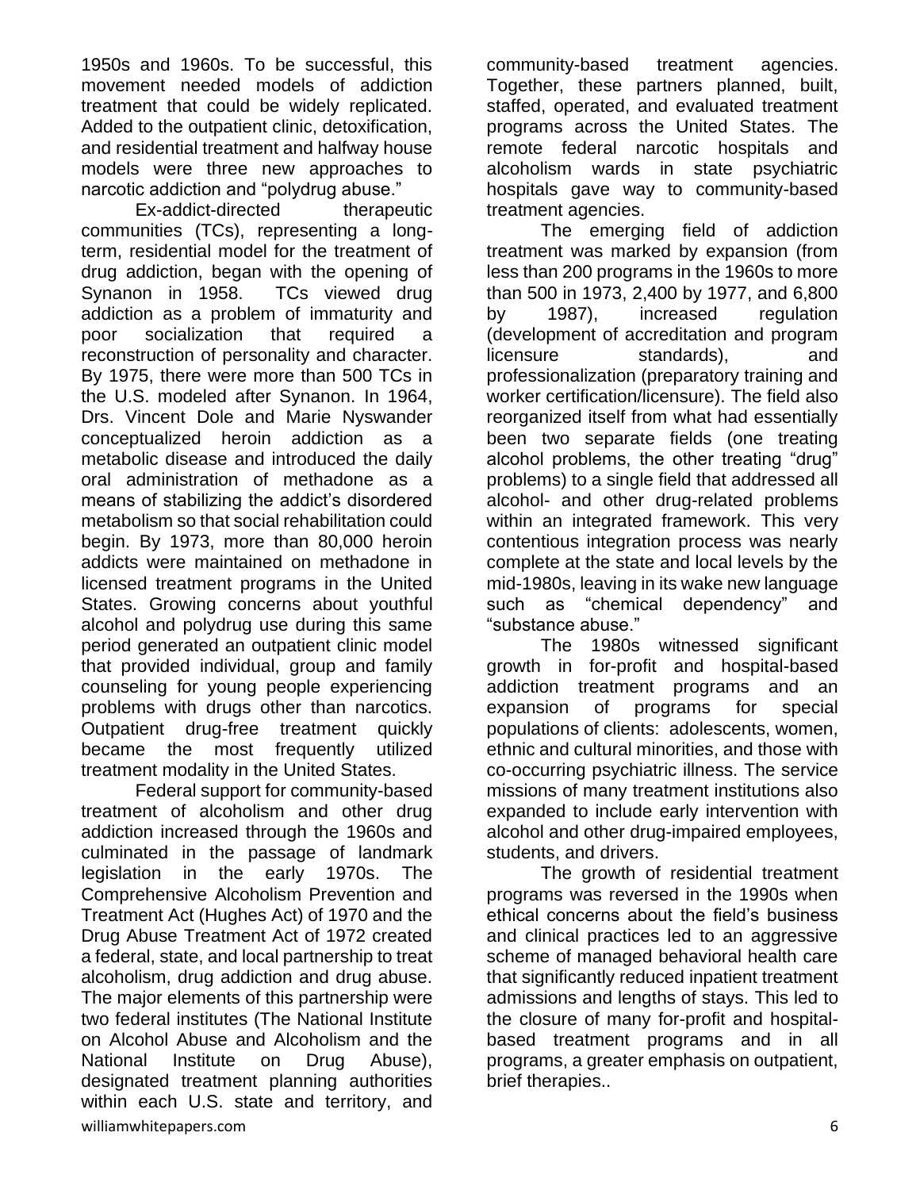1950s and 1960s. To be successful, this movement needed models of addiction treatment that could be widely replicated. Added to the outpatient clinic, detoxification, and residential treatment and halfway house models were three new approaches to narcotic addiction and "polydrug abuse."

Ex-addict-directed therapeutic communities (TCs), representing a long-term, residential model for the treatment of drug addiction, began with the opening of Synanon in 1958. TCs viewed drug addiction as a problem of immaturity and poor socialization that required a reconstruction of personality and character. By 1975, there were more than 500 TCs in the U.S. modeled after Synanon. In 1964, Drs. Vincent Dole and Marie Nyswander conceptualized heroin addiction as a metabolic disease and introduced the daily oral administration of methadone as a means of stabilizing the addict's disordered metabolism so that social rehabilitation could begin. By 1973, more than 80,000 heroin addicts were maintained on methadone in licensed treatment programs in the United States. Growing concerns about youthful alcohol and polydrug use during this same period generated an outpatient clinic model that provided individual, group and family counseling for young people experiencing problems with drugs other than narcotics. Outpatient drug-free treatment quickly became the most frequently utilized treatment modality in the United States.

Federal support for community-based treatment of alcoholism and other drug addiction increased through the 1960s and culminated in the passage of landmark legislation in the early 1970s. The Comprehensive Alcoholism Prevention and Treatment Act (Hughes Act) of 1970 and the Drug Abuse Treatment Act of 1972 created a federal, state, and local partnership to treat alcoholism, drug addiction and drug abuse. The major elements of this partnership were two federal institutes (The National Institute on Alcohol Abuse and Alcoholism and the National Institute on Drug Abuse), designated treatment planning authorities within each U.S. state and territory, and community-based treatment agencies. Together, these partners planned, built, staffed, operated, and evaluated treatment programs across the United States. The remote federal narcotic hospitals and alcoholism wards in state psychiatric hospitals gave way to community-based treatment agencies.

The emerging field of addiction treatment was marked by expansion (from less than 200 programs in the 1960s to more than 500 in 1973, 2,400 by 1977, and 6,800 by 1987), increased regulation (development of accreditation and program licensure standards), and professionalization (preparatory training and worker certification/licensure). The field also reorganized itself from what had essentially been two separate fields (one treating alcohol problems, the other treating "drug" problems) to a single field that addressed all alcohol- and other drug-related problems within an integrated framework. This very contentious integration process was nearly complete at the state and local levels by the mid-1980s, leaving in its wake new language such as "chemical dependency" and "substance abuse."

The 1980s witnessed significant growth in for-profit and hospital-based addiction treatment programs and an expansion of programs for special populations of clients: adolescents, women, ethnic and cultural minorities, and those with co-occurring psychiatric illness. The service missions of many treatment institutions also expanded to include early intervention with alcohol and other drug-impaired employees, students, and drivers.

The growth of residential treatment programs was reversed in the 1990s when ethical concerns about the field's business and clinical practices led to an aggressive scheme of managed behavioral health care that significantly reduced inpatient treatment admissions and lengths of stays. This led to the closure of many for-profit and hospital-based treatment programs and in all programs, a greater emphasis on outpatient, brief therapies..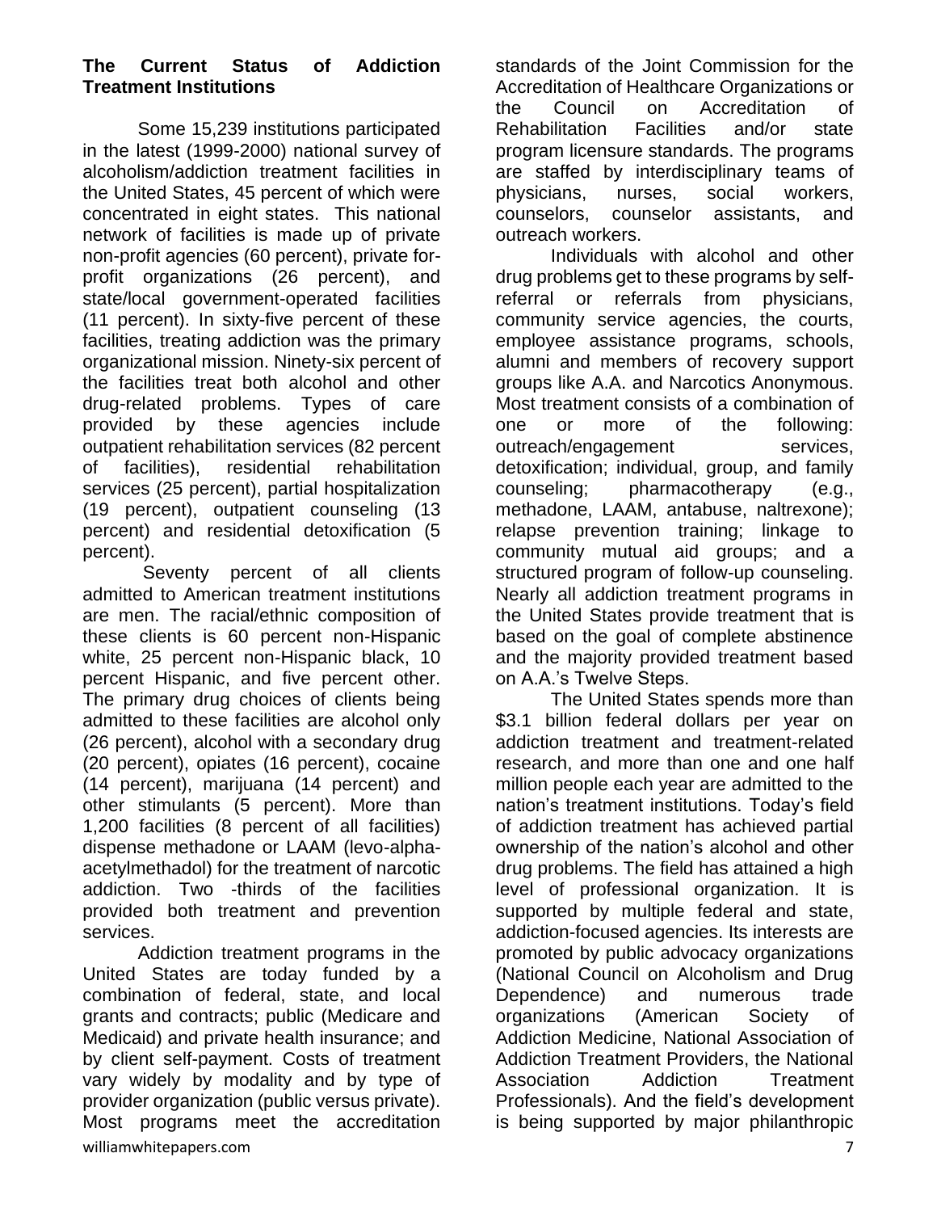### The Current Status of Addiction Treatment Institutions

Some 15,239 institutions participated in the latest (1999-2000) national survey of alcoholism/addiction treatment facilities in the United States, 45 percent of which were concentrated in eight states. This national network of facilities is made up of private non-profit agencies (60 percent), private for-profit organizations (26 percent), and state/local government-operated facilities (11 percent). In sixty-five percent of these facilities, treating addiction was the primary organizational mission. Ninety-six percent of the facilities treat both alcohol and other drug-related problems. Types of care provided by these agencies include outpatient rehabilitation services (82 percent of facilities), residential rehabilitation services (25 percent), partial hospitalization (19 percent), outpatient counseling (13 percent) and residential detoxification (5 percent).

Seventy percent of all clients admitted to American treatment institutions are men. The racial/ethnic composition of these clients is 60 percent non-Hispanic white, 25 percent non-Hispanic black, 10 percent Hispanic, and five percent other. The primary drug choices of clients being admitted to these facilities are alcohol only (26 percent), alcohol with a secondary drug (20 percent), opiates (16 percent), cocaine (14 percent), marijuana (14 percent) and other stimulants (5 percent). More than 1,200 facilities (8 percent of all facilities) dispense methadone or LAAM (levo-alpha-acetylmethadol) for the treatment of narcotic addiction. Two -thirds of the facilities provided both treatment and prevention services.

Addiction treatment programs in the United States are today funded by a combination of federal, state, and local grants and contracts; public (Medicare and Medicaid) and private health insurance; and by client self-payment. Costs of treatment vary widely by modality and by type of provider organization (public versus private). Most programs meet the accreditation standards of the Joint Commission for the Accreditation of Healthcare Organizations or the Council on Accreditation of Rehabilitation Facilities and/or state program licensure standards. The programs are staffed by interdisciplinary teams of physicians, nurses, social workers, counselors, counselor assistants, and outreach workers.

Individuals with alcohol and other drug problems get to these programs by self-referral or referrals from physicians, community service agencies, the courts, employee assistance programs, schools, alumni and members of recovery support groups like A.A. and Narcotics Anonymous. Most treatment consists of a combination of one or more of the following: outreach/engagement services, detoxification; individual, group, and family counseling; pharmacotherapy (e.g., methadone, LAAM, antabuse, naltrexone); relapse prevention training; linkage to community mutual aid groups; and a structured program of follow-up counseling. Nearly all addiction treatment programs in the United States provide treatment that is based on the goal of complete abstinence and the majority provided treatment based on A.A.'s Twelve Steps.

The United States spends more than $3.1 billion federal dollars per year on addiction treatment and treatment-related research, and more than one and one half million people each year are admitted to the nation's treatment institutions. Today's field of addiction treatment has achieved partial ownership of the nation's alcohol and other drug problems. The field has attained a high level of professional organization. It is supported by multiple federal and state, addiction-focused agencies. Its interests are promoted by public advocacy organizations (National Council on Alcoholism and Drug Dependence) and numerous trade organizations (American Society of Addiction Medicine, National Association of Addiction Treatment Providers, the National Association Addiction Treatment Professionals). And the field's development is being supported by major philanthropic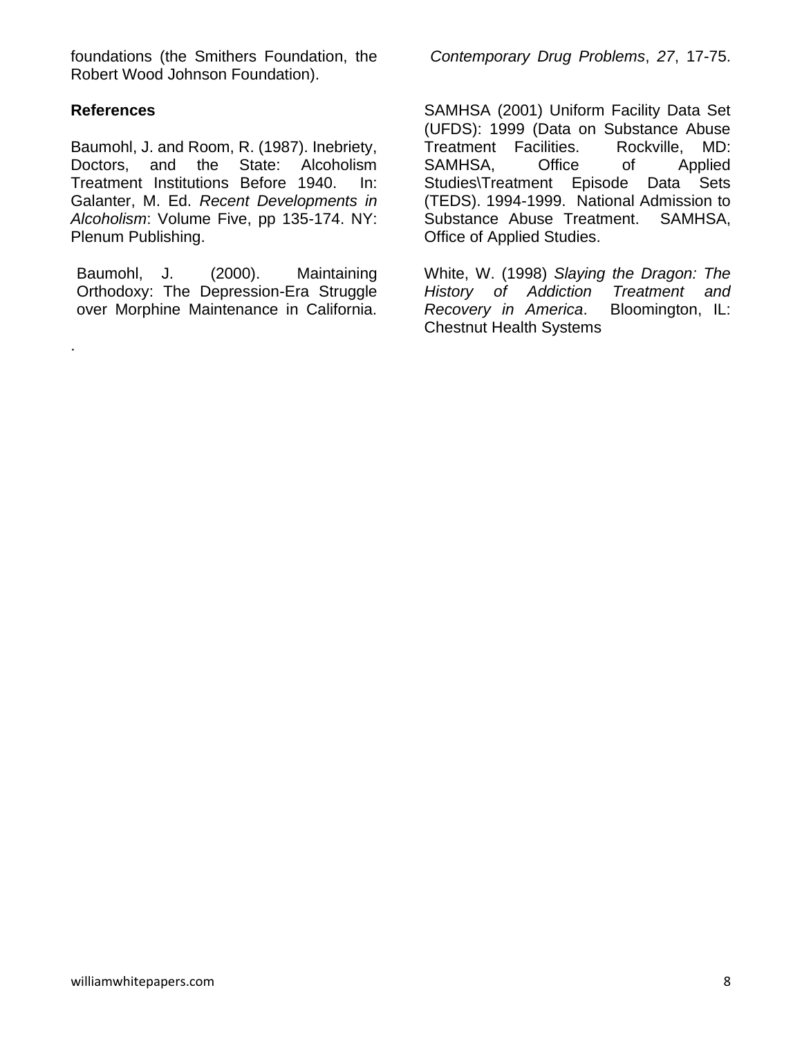foundations (the Smithers Foundation, the Robert Wood Johnson Foundation).

**References**

Baumohl, J. and Room, R. (1987). Inebriety, Doctors, and the State: Alcoholism Treatment Institutions Before 1940. In: Galanter, M. Ed. *Recent Developments in Alcoholism*: Volume Five, pp 135-174. NY: Plenum Publishing.

Baumohl, J. (2000). Maintaining Orthodoxy: The Depression-Era Struggle over Morphine Maintenance in California. *Contemporary Drug Problems*, *27*, 17-75.

SAMHSA (2001) Uniform Facility Data Set (UFDS): 1999 (Data on Substance Abuse Treatment Facilities. Rockville, MD: SAMHSA, Office of Applied Studies\Treatment Episode Data Sets (TEDS). 1994-1999. National Admission to Substance Abuse Treatment. SAMHSA, Office of Applied Studies.

White, W. (1998) *Slaying the Dragon: The History of Addiction Treatment and Recovery in America*. Bloomington, IL: Chestnut Health Systems